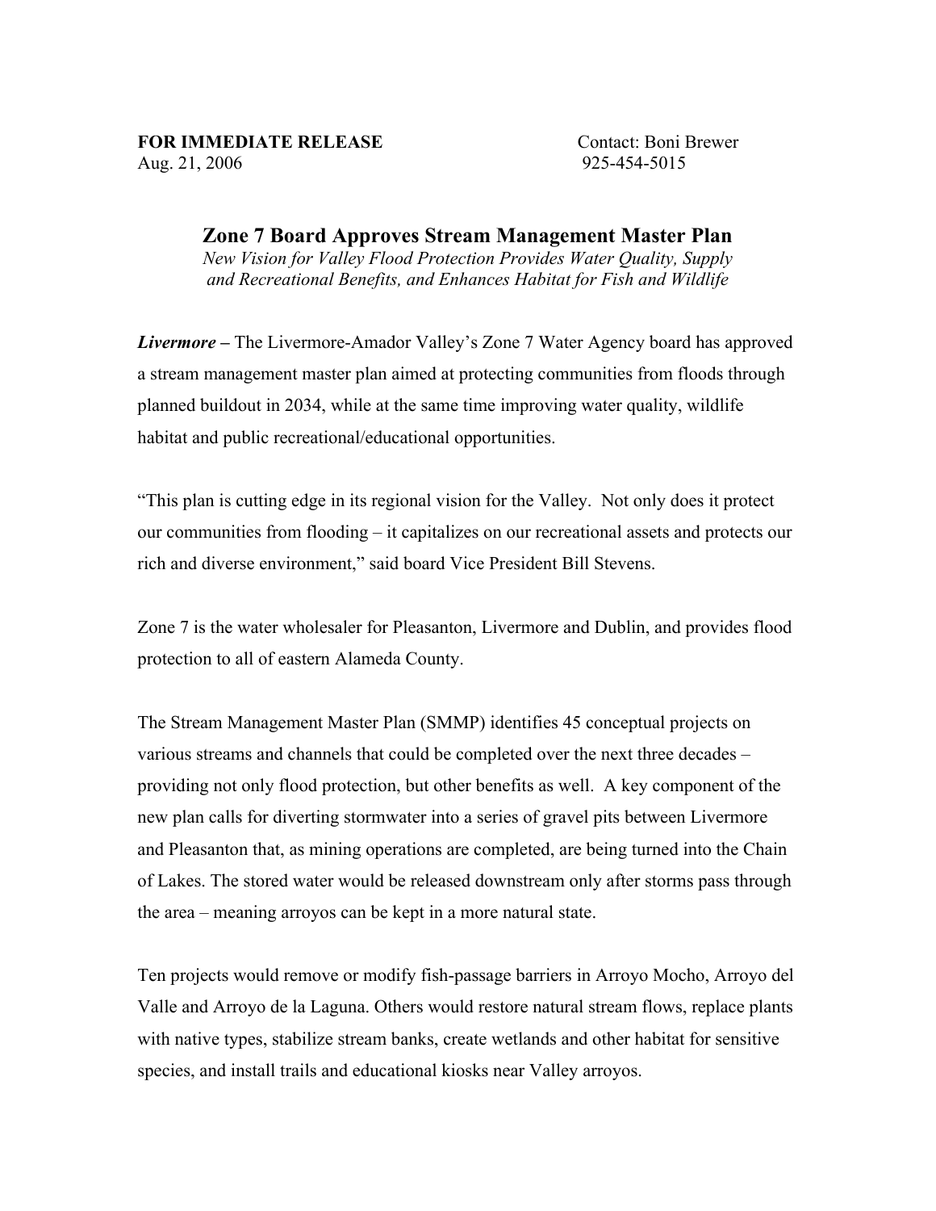**FOR IMMEDIATE RELEASE** Contact: Boni Brewer
Aug. 21, 2006 925-454-5015

## Zone 7 Board Approves Stream Management Master Plan

*New Vision for Valley Flood Protection Provides Water Quality, Supply and Recreational Benefits, and Enhances Habitat for Fish and Wildlife*

***Livermore*** – The Livermore-Amador Valley's Zone 7 Water Agency board has approved a stream management master plan aimed at protecting communities from floods through planned buildout in 2034, while at the same time improving water quality, wildlife habitat and public recreational/educational opportunities.

"This plan is cutting edge in its regional vision for the Valley. Not only does it protect our communities from flooding – it capitalizes on our recreational assets and protects our rich and diverse environment," said board Vice President Bill Stevens.

Zone 7 is the water wholesaler for Pleasanton, Livermore and Dublin, and provides flood protection to all of eastern Alameda County.

The Stream Management Master Plan (SMMP) identifies 45 conceptual projects on various streams and channels that could be completed over the next three decades – providing not only flood protection, but other benefits as well. A key component of the new plan calls for diverting stormwater into a series of gravel pits between Livermore and Pleasanton that, as mining operations are completed, are being turned into the Chain of Lakes. The stored water would be released downstream only after storms pass through the area – meaning arroyos can be kept in a more natural state.

Ten projects would remove or modify fish-passage barriers in Arroyo Mocho, Arroyo del Valle and Arroyo de la Laguna. Others would restore natural stream flows, replace plants with native types, stabilize stream banks, create wetlands and other habitat for sensitive species, and install trails and educational kiosks near Valley arroyos.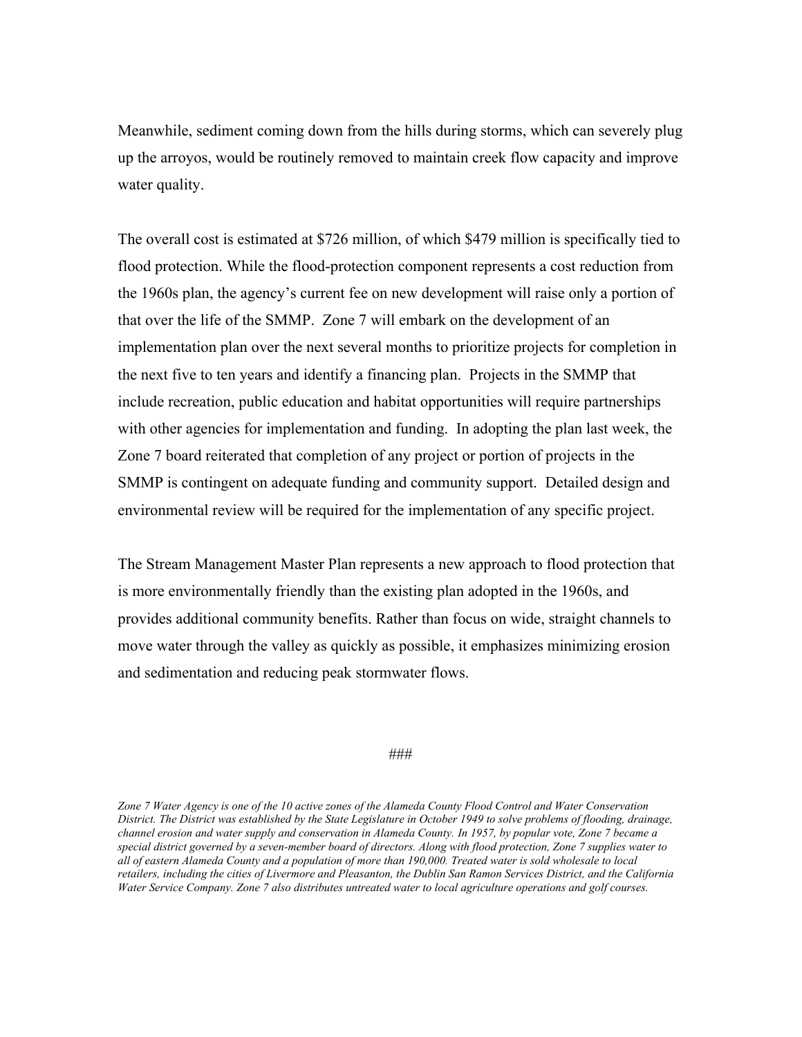Meanwhile, sediment coming down from the hills during storms, which can severely plug up the arroyos, would be routinely removed to maintain creek flow capacity and improve water quality.

The overall cost is estimated at $726 million, of which $479 million is specifically tied to flood protection. While the flood-protection component represents a cost reduction from the 1960s plan, the agency's current fee on new development will raise only a portion of that over the life of the SMMP. Zone 7 will embark on the development of an implementation plan over the next several months to prioritize projects for completion in the next five to ten years and identify a financing plan. Projects in the SMMP that include recreation, public education and habitat opportunities will require partnerships with other agencies for implementation and funding. In adopting the plan last week, the Zone 7 board reiterated that completion of any project or portion of projects in the SMMP is contingent on adequate funding and community support. Detailed design and environmental review will be required for the implementation of any specific project.

The Stream Management Master Plan represents a new approach to flood protection that is more environmentally friendly than the existing plan adopted in the 1960s, and provides additional community benefits. Rather than focus on wide, straight channels to move water through the valley as quickly as possible, it emphasizes minimizing erosion and sedimentation and reducing peak stormwater flows.

###

*Zone 7 Water Agency is one of the 10 active zones of the Alameda County Flood Control and Water Conservation District. The District was established by the State Legislature in October 1949 to solve problems of flooding, drainage, channel erosion and water supply and conservation in Alameda County. In 1957, by popular vote, Zone 7 became a special district governed by a seven-member board of directors. Along with flood protection, Zone 7 supplies water to all of eastern Alameda County and a population of more than 190,000. Treated water is sold wholesale to local retailers, including the cities of Livermore and Pleasanton, the Dublin San Ramon Services District, and the California Water Service Company. Zone 7 also distributes untreated water to local agriculture operations and golf courses.*